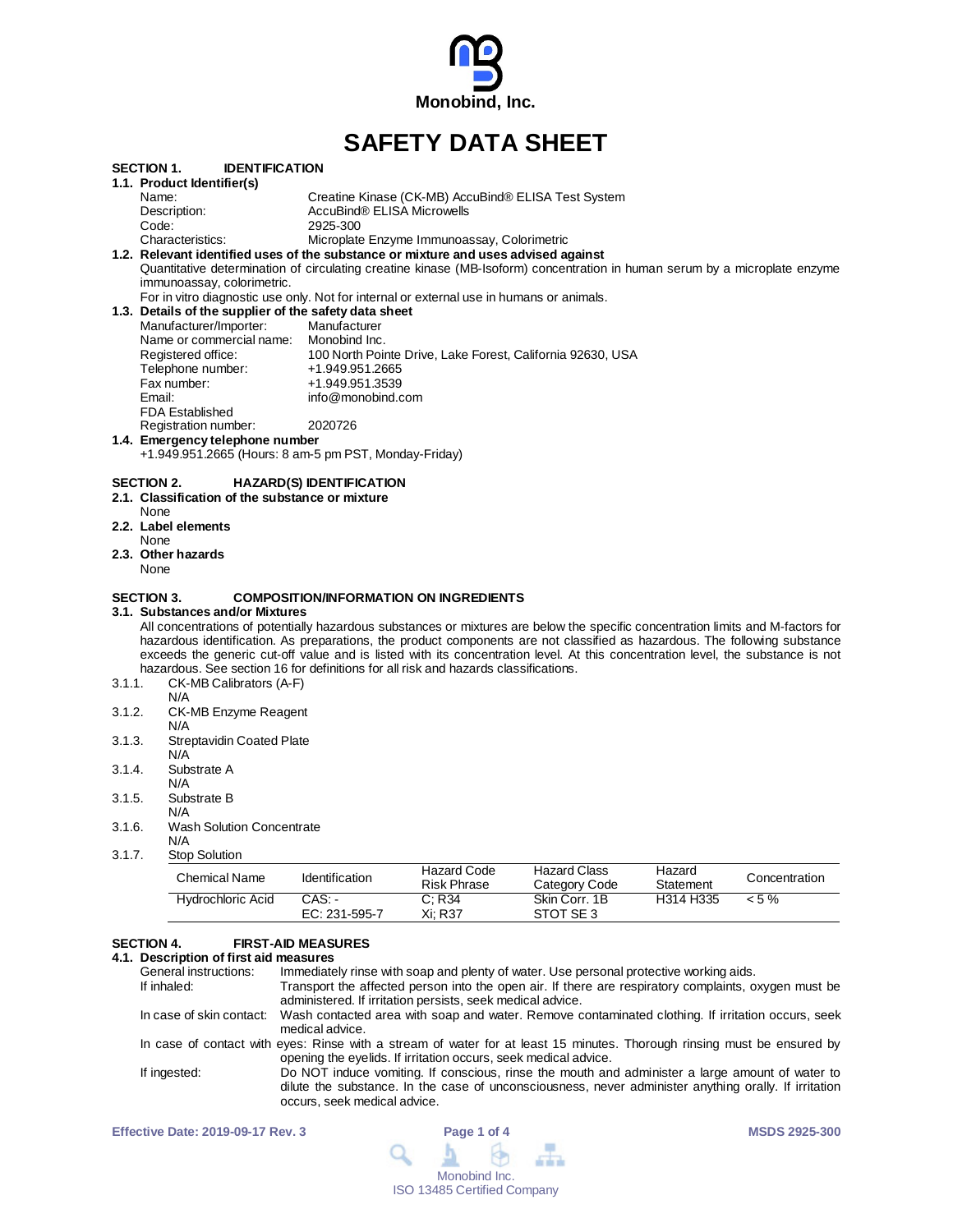Monobind, Inc.

# SAFETY DATA SHEET

## SECTION 1. IDENTIFICATION

### 1.1. Product Identifier(s)

| | |
|---|---|
| Name: | Creatine Kinase (CK-MB) AccuBind® ELISA Test System |
| Description: | AccuBind® ELISA Microwells |
| Code: | 2925-300 |
| Characteristics: | Microplate Enzyme Immunoassay, Colorimetric |

### 1.2. Relevant identified uses of the substance or mixture and uses advised against

Quantitative determination of circulating creatine kinase (MB-Isoform) concentration in human serum by a microplate enzyme immunoassay, colorimetric.

For in vitro diagnostic use only. Not for internal or external use in humans or animals.

### 1.3. Details of the supplier of the safety data sheet

| | |
|---|---|
| Manufacturer/Importer: | Manufacturer |
| Name or commercial name: | Monobind Inc. |
| Registered office: | 100 North Pointe Drive, Lake Forest, California 92630, USA |
| Telephone number: | +1.949.951.2665 |
| Fax number: | +1.949.951.3539 |
| Email: | info@monobind.com |
| FDA Established Registration number: | 2020726 |

### 1.4. Emergency telephone number

+1.949.951.2665 (Hours: 8 am-5 pm PST, Monday-Friday)

## SECTION 2. HAZARD(S) IDENTIFICATION

### 2.1. Classification of the substance or mixture

None

### 2.2. Label elements

None

### 2.3. Other hazards

None

## SECTION 3. COMPOSITION/INFORMATION ON INGREDIENTS

### 3.1. Substances and/or Mixtures

All concentrations of potentially hazardous substances or mixtures are below the specific concentration limits and M-factors for hazardous identification. As preparations, the product components are not classified as hazardous. The following substance exceeds the generic cut-off value and is listed with its concentration level. At this concentration level, the substance is not hazardous. See section 16 for definitions for all risk and hazards classifications.

3.1.1. CK-MB Calibrators (A-F)
N/A

3.1.2. CK-MB Enzyme Reagent
N/A

3.1.3. Streptavidin Coated Plate
N/A

3.1.4. Substrate A
N/A

3.1.5. Substrate B
N/A

3.1.6. Wash Solution Concentrate
N/A

3.1.7. Stop Solution

| Chemical Name | Identification | Hazard Code Risk Phrase | Hazard Class Category Code | Hazard Statement | Concentration |
|---|---|---|---|---|---|
| Hydrochloric Acid | CAS: - EC: 231-595-7 | C; R34 Xi; R37 | Skin Corr. 1B STOT SE 3 | H314 H335 | < 5 % |

## SECTION 4. FIRST-AID MEASURES

### 4.1. Description of first aid measures

| | |
|---|---|
| General instructions: | Immediately rinse with soap and plenty of water. Use personal protective working aids. |
| If inhaled: | Transport the affected person into the open air. If there are respiratory complaints, oxygen must be administered. If irritation persists, seek medical advice. |
| In case of skin contact: | Wash contacted area with soap and water. Remove contaminated clothing. If irritation occurs, seek medical advice. |
| In case of contact with eyes: | Rinse with a stream of water for at least 15 minutes. Thorough rinsing must be ensured by opening the eyelids. If irritation occurs, seek medical advice. |
| If ingested: | Do NOT induce vomiting. If conscious, rinse the mouth and administer a large amount of water to dilute the substance. In the case of unconsciousness, never administer anything orally. If irritation occurs, seek medical advice. |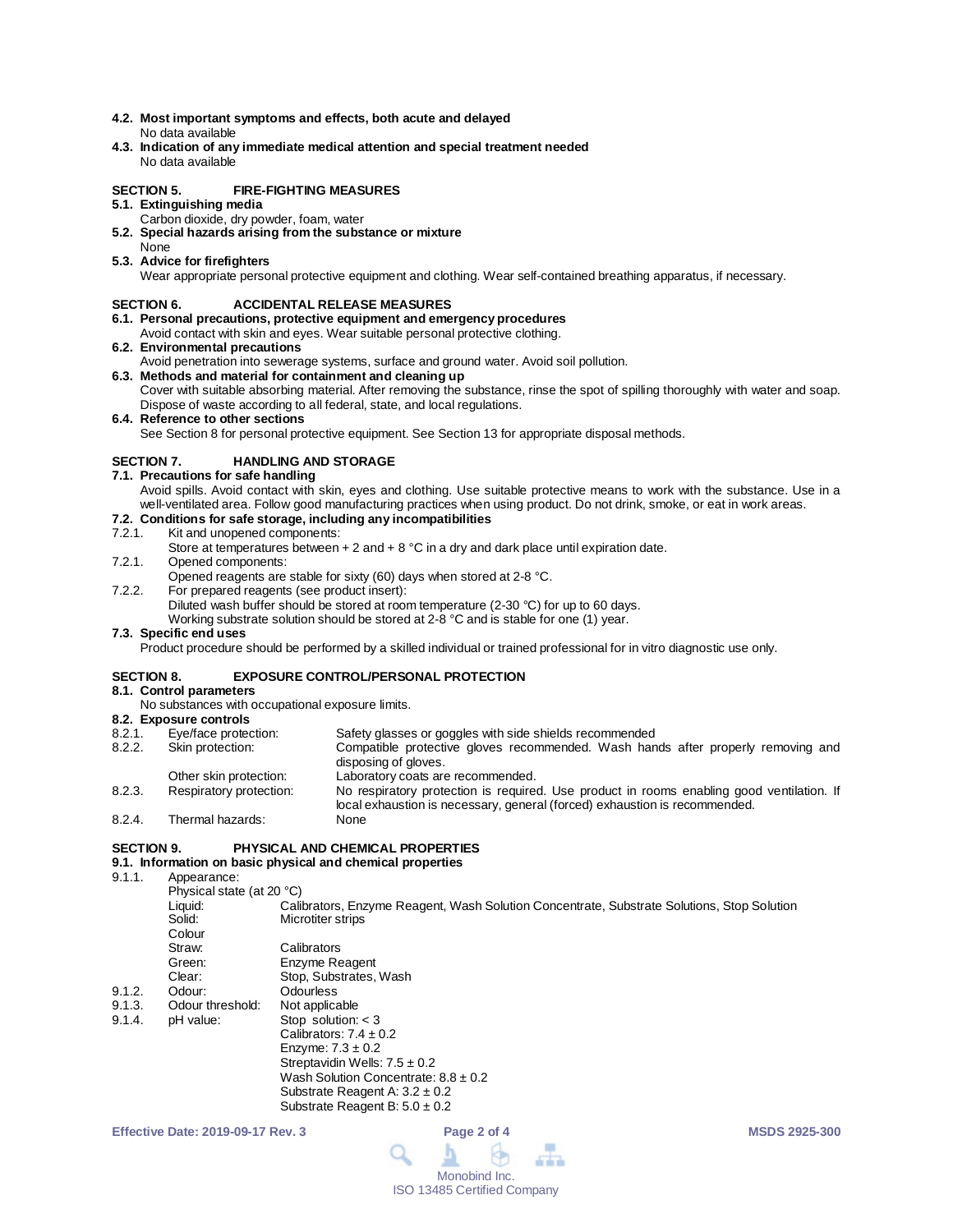**4.2. Most important symptoms and effects, both acute and delayed**

No data available

**4.3. Indication of any immediate medical attention and special treatment needed**

No data available

## SECTION 5. FIRE-FIGHTING MEASURES

**5.1. Extinguishing media**

Carbon dioxide, dry powder, foam, water

**5.2. Special hazards arising from the substance or mixture**

None

**5.3. Advice for firefighters**

Wear appropriate personal protective equipment and clothing. Wear self-contained breathing apparatus, if necessary.

## SECTION 6. ACCIDENTAL RELEASE MEASURES

**6.1. Personal precautions, protective equipment and emergency procedures**

Avoid contact with skin and eyes. Wear suitable personal protective clothing.

**6.2. Environmental precautions**

Avoid penetration into sewerage systems, surface and ground water. Avoid soil pollution.

**6.3. Methods and material for containment and cleaning up**

Cover with suitable absorbing material. After removing the substance, rinse the spot of spilling thoroughly with water and soap. Dispose of waste according to all federal, state, and local regulations.

**6.4. Reference to other sections**

See Section 8 for personal protective equipment. See Section 13 for appropriate disposal methods.

## SECTION 7. HANDLING AND STORAGE

**7.1. Precautions for safe handling**

Avoid spills. Avoid contact with skin, eyes and clothing. Use suitable protective means to work with the substance. Use in a well-ventilated area. Follow good manufacturing practices when using product. Do not drink, smoke, or eat in work areas.

**7.2. Conditions for safe storage, including any incompatibilities**

7.2.1. Kit and unopened components:
Store at temperatures between + 2 and + 8 °C in a dry and dark place until expiration date.

7.2.1. Opened components:
Opened reagents are stable for sixty (60) days when stored at 2-8 °C.

7.2.2. For prepared reagents (see product insert):
Diluted wash buffer should be stored at room temperature (2-30 °C) for up to 60 days.
Working substrate solution should be stored at 2-8 °C and is stable for one (1) year.

**7.3. Specific end uses**

Product procedure should be performed by a skilled individual or trained professional for in vitro diagnostic use only.

## SECTION 8. EXPOSURE CONTROL/PERSONAL PROTECTION

**8.1. Control parameters**

No substances with occupational exposure limits.

**8.2. Exposure controls**

| | | |
|---|---|---|
| 8.2.1. | Eye/face protection: | Safety glasses or goggles with side shields recommended |
| 8.2.2. | Skin protection: | Compatible protective gloves recommended. Wash hands after properly removing and disposing of gloves. |
| | Other skin protection: | Laboratory coats are recommended. |
| 8.2.3. | Respiratory protection: | No respiratory protection is required. Use product in rooms enabling good ventilation. If local exhaustion is necessary, general (forced) exhaustion is recommended. |
| 8.2.4. | Thermal hazards: | None |

## SECTION 9. PHYSICAL AND CHEMICAL PROPERTIES

**9.1. Information on basic physical and chemical properties**

9.1.1. Appearance:

Physical state (at 20 °C)

| | |
|---|---|
| Liquid: | Calibrators, Enzyme Reagent, Wash Solution Concentrate, Substrate Solutions, Stop Solution |
| Solid: | Microtiter strips |
| Colour | |
| Straw: | Calibrators |
| Green: | Enzyme Reagent |
| Clear: | Stop, Substrates, Wash |

| | | |
|---|---|---|
| 9.1.2. | Odour: | Odourless |
| 9.1.3. | Odour threshold: | Not applicable |
| 9.1.4. | pH value: | Stop solution: < 3<br>Calibrators: 7.4 ± 0.2<br>Enzyme: 7.3 ± 0.2<br>Streptavidin Wells: 7.5 ± 0.2<br>Wash Solution Concentrate: 8.8 ± 0.2<br>Substrate Reagent A: 3.2 ± 0.2<br>Substrate Reagent B: 5.0 ± 0.2 |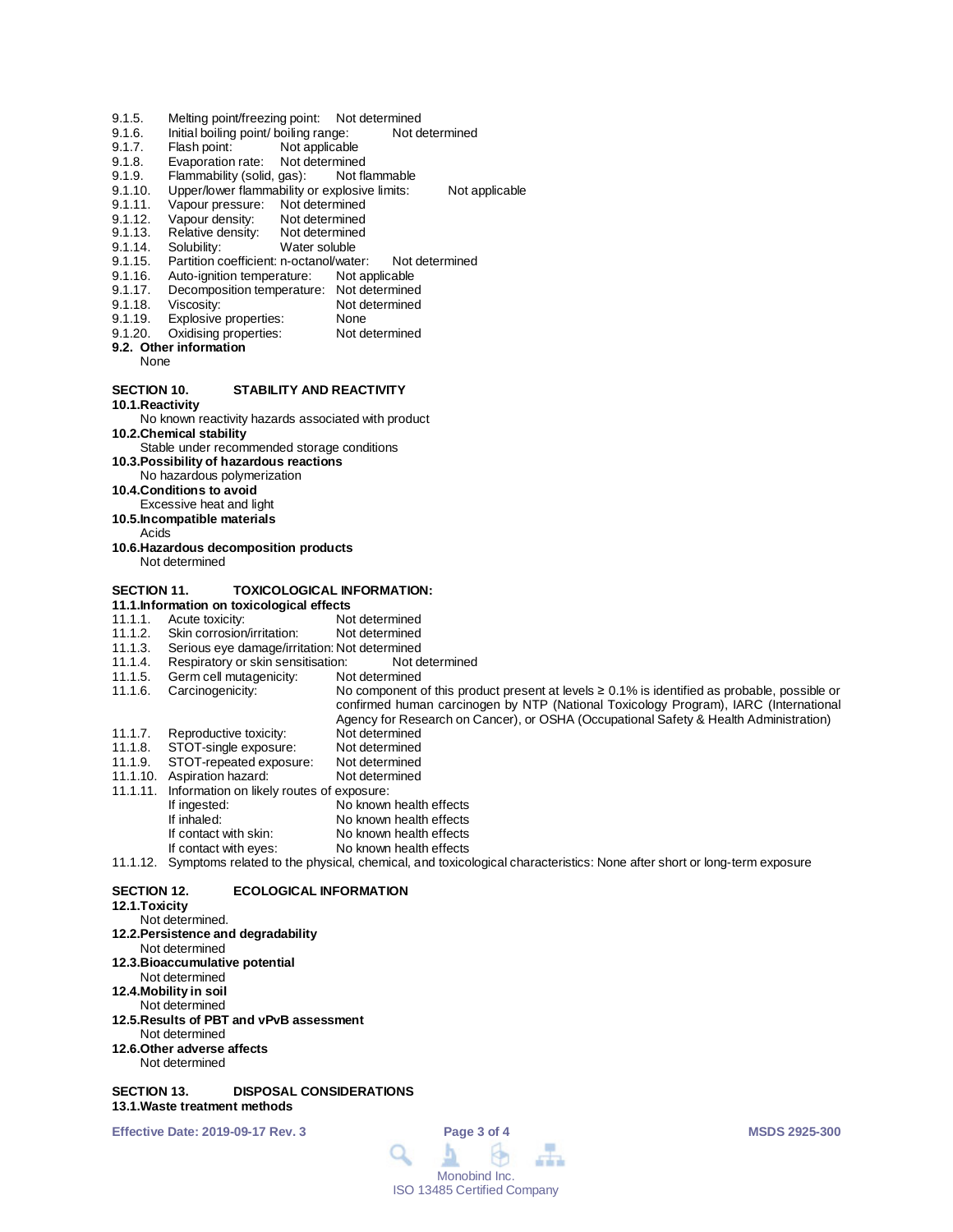9.1.5. Melting point/freezing point: Not determined
9.1.6. Initial boiling point/ boiling range: Not determined
9.1.7. Flash point: Not applicable
9.1.8. Evaporation rate: Not determined
9.1.9. Flammability (solid, gas): Not flammable
9.1.10. Upper/lower flammability or explosive limits: Not applicable
9.1.11. Vapour pressure: Not determined
9.1.12. Vapour density: Not determined
9.1.13. Relative density: Not determined
9.1.14. Solubility: Water soluble
9.1.15. Partition coefficient: n-octanol/water: Not determined
9.1.16. Auto-ignition temperature: Not applicable
9.1.17. Decomposition temperature: Not determined
9.1.18. Viscosity: Not determined
9.1.19. Explosive properties: None
9.1.20. Oxidising properties: Not determined

**9.2. Other information**

None

## SECTION 10. STABILITY AND REACTIVITY

**10.1. Reactivity**

No known reactivity hazards associated with product

**10.2. Chemical stability**

Stable under recommended storage conditions

**10.3. Possibility of hazardous reactions**

No hazardous polymerization

**10.4. Conditions to avoid**

Excessive heat and light

**10.5. Incompatible materials**

Acids

**10.6. Hazardous decomposition products**

Not determined

## SECTION 11. TOXICOLOGICAL INFORMATION:

**11.1. Information on toxicological effects**

11.1.1. Acute toxicity: Not determined
11.1.2. Skin corrosion/irritation: Not determined
11.1.3. Serious eye damage/irritation: Not determined
11.1.4. Respiratory or skin sensitisation: Not determined
11.1.5. Germ cell mutagenicity: Not determined
11.1.6. Carcinogenicity: No component of this product present at levels ≥ 0.1% is identified as probable, possible or confirmed human carcinogen by NTP (National Toxicology Program), IARC (International Agency for Research on Cancer), or OSHA (Occupational Safety & Health Administration)
11.1.7. Reproductive toxicity: Not determined
11.1.8. STOT-single exposure: Not determined
11.1.9. STOT-repeated exposure: Not determined
11.1.10. Aspiration hazard: Not determined
11.1.11. Information on likely routes of exposure:

- If ingested: No known health effects
- If inhaled: No known health effects
- If contact with skin: No known health effects
- If contact with eyes: No known health effects

11.1.12. Symptoms related to the physical, chemical, and toxicological characteristics: None after short or long-term exposure

## SECTION 12. ECOLOGICAL INFORMATION

**12.1. Toxicity**

Not determined.

**12.2. Persistence and degradability**

Not determined

**12.3. Bioaccumulative potential**

Not determined

**12.4. Mobility in soil**

Not determined

**12.5. Results of PBT and vPvB assessment**

Not determined

**12.6. Other adverse affects**

Not determined

## SECTION 13. DISPOSAL CONSIDERATIONS

**13.1. Waste treatment methods**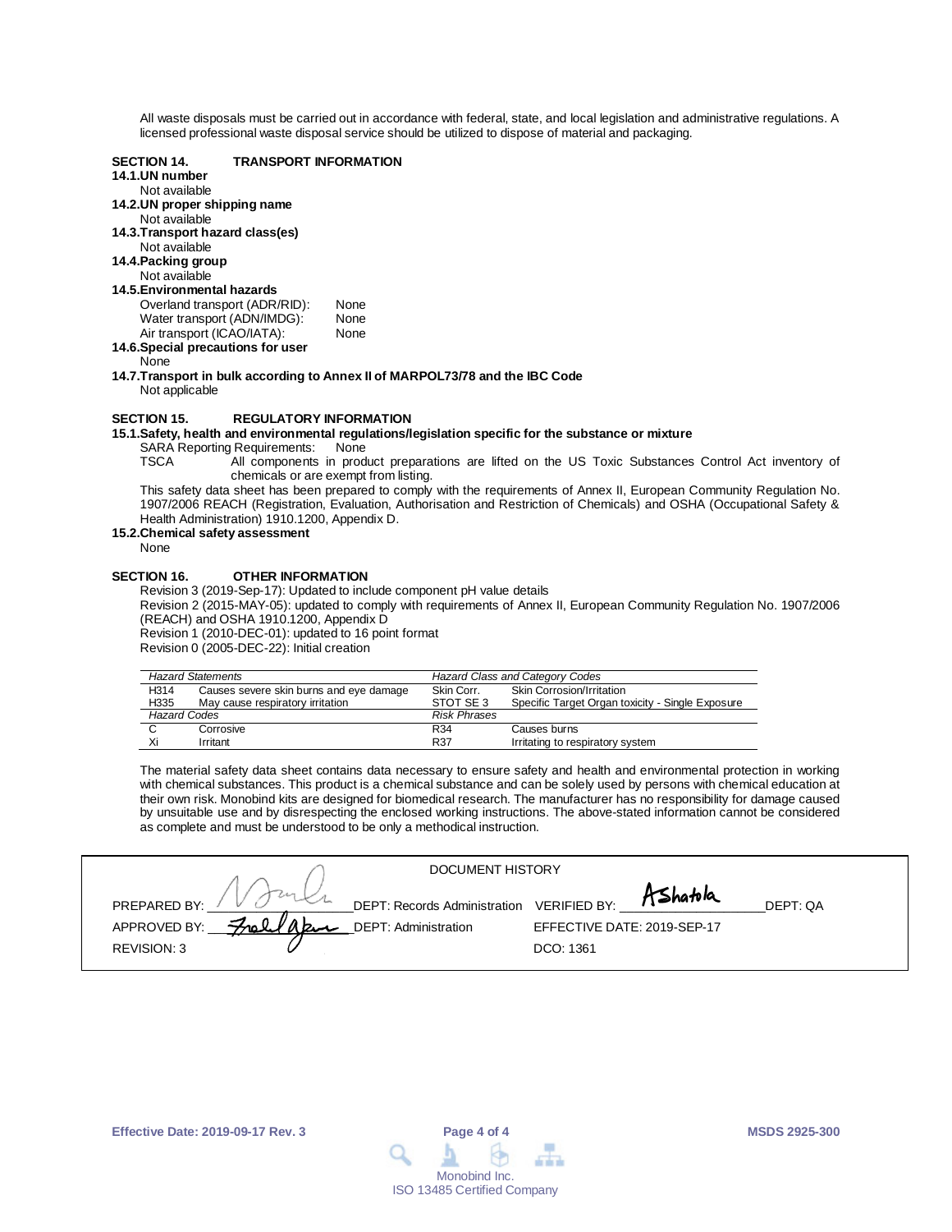All waste disposals must be carried out in accordance with federal, state, and local legislation and administrative regulations. A licensed professional waste disposal service should be utilized to dispose of material and packaging.

## SECTION 14. TRANSPORT INFORMATION

**14.1.UN number**
Not available

**14.2.UN proper shipping name**
Not available

**14.3.Transport hazard class(es)**
Not available

**14.4.Packing group**
Not available

**14.5.Environmental hazards**
Overland transport (ADR/RID): None
Water transport (ADN/IMDG): None
Air transport (ICAO/IATA): None

**14.6.Special precautions for user**
None

**14.7.Transport in bulk according to Annex II of MARPOL73/78 and the IBC Code**
Not applicable

## SECTION 15. REGULATORY INFORMATION

**15.1.Safety, health and environmental regulations/legislation specific for the substance or mixture**

SARA Reporting Requirements: None

TSCA All components in product preparations are lifted on the US Toxic Substances Control Act inventory of chemicals or are exempt from listing.

This safety data sheet has been prepared to comply with the requirements of Annex II, European Community Regulation No. 1907/2006 REACH (Registration, Evaluation, Authorisation and Restriction of Chemicals) and OSHA (Occupational Safety & Health Administration) 1910.1200, Appendix D.

**15.2.Chemical safety assessment**
None

## SECTION 16. OTHER INFORMATION

Revision 3 (2019-Sep-17): Updated to include component pH value details
Revision 2 (2015-MAY-05): updated to comply with requirements of Annex II, European Community Regulation No. 1907/2006 (REACH) and OSHA 1910.1200, Appendix D
Revision 1 (2010-DEC-01): updated to 16 point format
Revision 0 (2005-DEC-22): Initial creation

| *Hazard Statements* | | *Hazard Class and Category Codes* | |
|---|---|---|---|
| H314 | Causes severe skin burns and eye damage | Skin Corr. | Skin Corrosion/Irritation |
| H335 | May cause respiratory irritation | STOT SE 3 | Specific Target Organ toxicity - Single Exposure |
| *Hazard Codes* | | *Risk Phrases* | |
| C | Corrosive | R34 | Causes burns |
| Xi | Irritant | R37 | Irritating to respiratory system |

The material safety data sheet contains data necessary to ensure safety and health and environmental protection in working with chemical substances. This product is a chemical substance and can be solely used by persons with chemical education at their own risk. Monobind kits are designed for biomedical research. The manufacturer has no responsibility for damage caused by unsuitable use and by disrespecting the enclosed working instructions. The above-stated information cannot be considered as complete and must be understood to be only a methodical instruction.

| DOCUMENT HISTORY | | | |
|---|---|---|---|
| PREPARED BY: [signature] | DEPT: Records Administration | VERIFIED BY: AShatola | DEPT: QA |
| APPROVED BY: [signature] | DEPT: Administration | EFFECTIVE DATE: 2019-SEP-17 | |
| REVISION: 3 | | DCO: 1361 | |

Monobind Inc.
ISO 13485 Certified Company